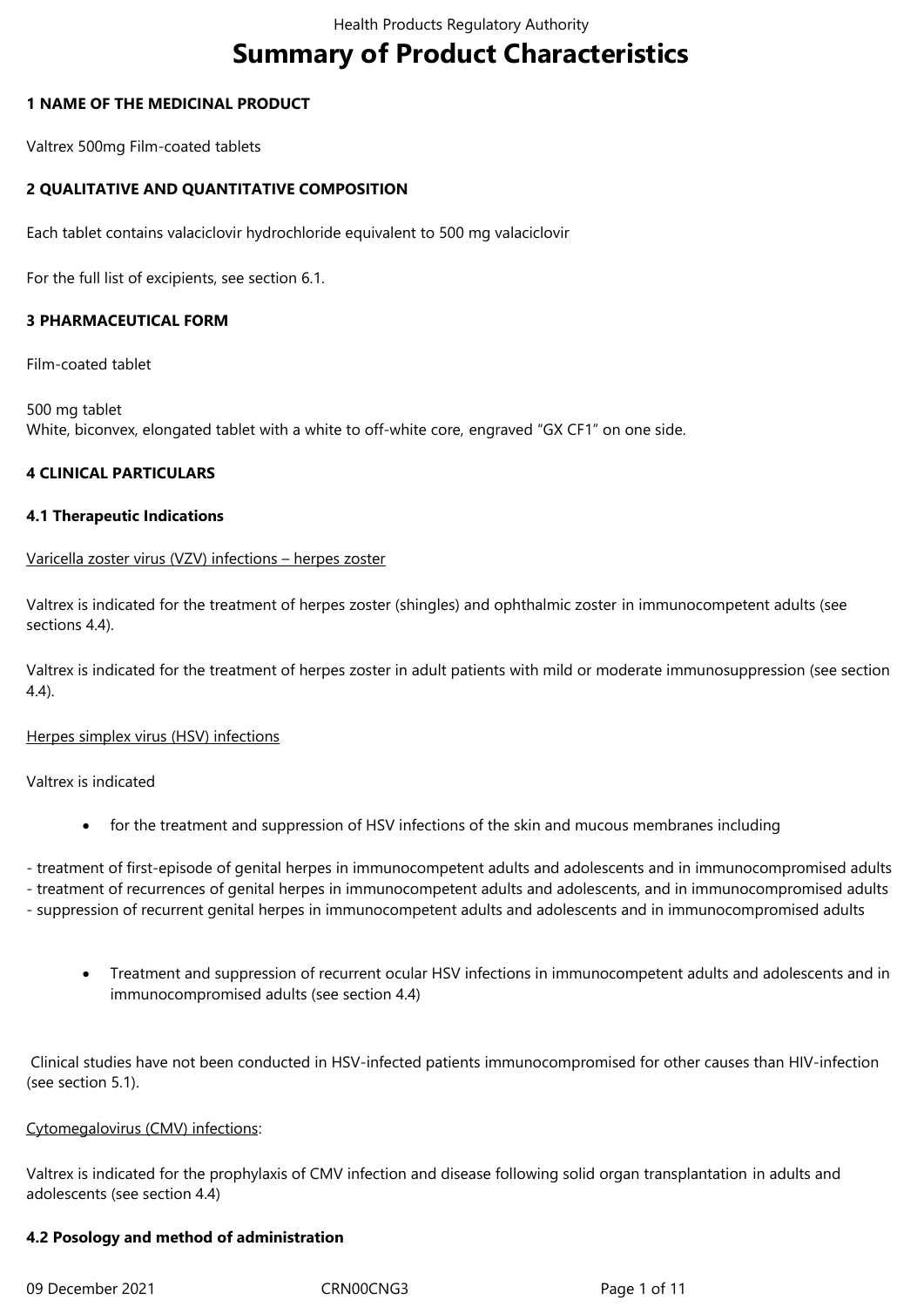# Summary of Product Characteristics

## 1 NAME OF THE MEDICINAL PRODUCT

Valtrex 500mg Film-coated tablets

## 2 QUALITATIVE AND QUANTITATIVE COMPOSITION

Each tablet contains valaciclovir hydrochloride equivalent to 500 mg valaciclovir

For the full list of excipients, see section 6.1.

## 3 PHARMACEUTICAL FORM

Film-coated tablet

500 mg tablet
White, biconvex, elongated tablet with a white to off-white core, engraved "GX CF1" on one side.

## 4 CLINICAL PARTICULARS

### 4.1 Therapeutic Indications

Varicella zoster virus (VZV) infections – herpes zoster

Valtrex is indicated for the treatment of herpes zoster (shingles) and ophthalmic zoster in immunocompetent adults (see sections 4.4).

Valtrex is indicated for the treatment of herpes zoster in adult patients with mild or moderate immunosuppression (see section 4.4).

Herpes simplex virus (HSV) infections

Valtrex is indicated

- for the treatment and suppression of HSV infections of the skin and mucous membranes including

- treatment of first-episode of genital herpes in immunocompetent adults and adolescents and in immunocompromised adults
- treatment of recurrences of genital herpes in immunocompetent adults and adolescents, and in immunocompromised adults
- suppression of recurrent genital herpes in immunocompetent adults and adolescents and in immunocompromised adults

- Treatment and suppression of recurrent ocular HSV infections in immunocompetent adults and adolescents and in immunocompromised adults (see section 4.4)

Clinical studies have not been conducted in HSV-infected patients immunocompromised for other causes than HIV-infection (see section 5.1).

Cytomegalovirus (CMV) infections:

Valtrex is indicated for the prophylaxis of CMV infection and disease following solid organ transplantation in adults and adolescents (see section 4.4)

### 4.2 Posology and method of administration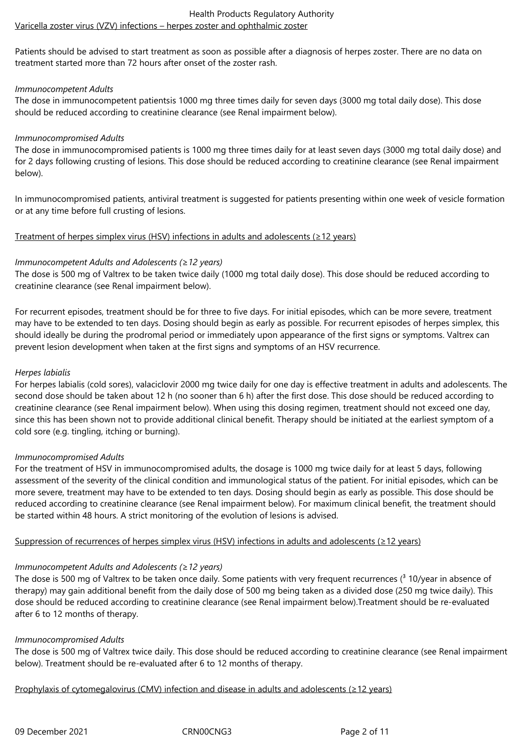Varicella zoster virus (VZV) infections – herpes zoster and ophthalmic zoster

Patients should be advised to start treatment as soon as possible after a diagnosis of herpes zoster. There are no data on treatment started more than 72 hours after onset of the zoster rash.

*Immunocompetent Adults*
The dose in immunocompetent patientsis 1000 mg three times daily for seven days (3000 mg total daily dose). This dose should be reduced according to creatinine clearance (see Renal impairment below).

*Immunocompromised Adults*
The dose in immunocompromised patients is 1000 mg three times daily for at least seven days (3000 mg total daily dose) and for 2 days following crusting of lesions. This dose should be reduced according to creatinine clearance (see Renal impairment below).

In immunocompromised patients, antiviral treatment is suggested for patients presenting within one week of vesicle formation or at any time before full crusting of lesions.

Treatment of herpes simplex virus (HSV) infections in adults and adolescents (≥12 years)

*Immunocompetent Adults and Adolescents (≥12 years)*
The dose is 500 mg of Valtrex to be taken twice daily (1000 mg total daily dose). This dose should be reduced according to creatinine clearance (see Renal impairment below).

For recurrent episodes, treatment should be for three to five days. For initial episodes, which can be more severe, treatment may have to be extended to ten days. Dosing should begin as early as possible. For recurrent episodes of herpes simplex, this should ideally be during the prodromal period or immediately upon appearance of the first signs or symptoms. Valtrex can prevent lesion development when taken at the first signs and symptoms of an HSV recurrence.

*Herpes labialis*
For herpes labialis (cold sores), valaciclovir 2000 mg twice daily for one day is effective treatment in adults and adolescents. The second dose should be taken about 12 h (no sooner than 6 h) after the first dose. This dose should be reduced according to creatinine clearance (see Renal impairment below). When using this dosing regimen, treatment should not exceed one day, since this has been shown not to provide additional clinical benefit. Therapy should be initiated at the earliest symptom of a cold sore (e.g. tingling, itching or burning).

*Immunocompromised Adults*
For the treatment of HSV in immunocompromised adults, the dosage is 1000 mg twice daily for at least 5 days, following assessment of the severity of the clinical condition and immunological status of the patient. For initial episodes, which can be more severe, treatment may have to be extended to ten days. Dosing should begin as early as possible. This dose should be reduced according to creatinine clearance (see Renal impairment below). For maximum clinical benefit, the treatment should be started within 48 hours. A strict monitoring of the evolution of lesions is advised.

Suppression of recurrences of herpes simplex virus (HSV) infections in adults and adolescents (≥12 years)

*Immunocompetent Adults and Adolescents (≥12 years)*
The dose is 500 mg of Valtrex to be taken once daily. Some patients with very frequent recurrences (³ 10/year in absence of therapy) may gain additional benefit from the daily dose of 500 mg being taken as a divided dose (250 mg twice daily). This dose should be reduced according to creatinine clearance (see Renal impairment below).Treatment should be re-evaluated after 6 to 12 months of therapy.

*Immunocompromised Adults*
The dose is 500 mg of Valtrex twice daily. This dose should be reduced according to creatinine clearance (see Renal impairment below). Treatment should be re-evaluated after 6 to 12 months of therapy.

Prophylaxis of cytomegalovirus (CMV) infection and disease in adults and adolescents (≥12 years)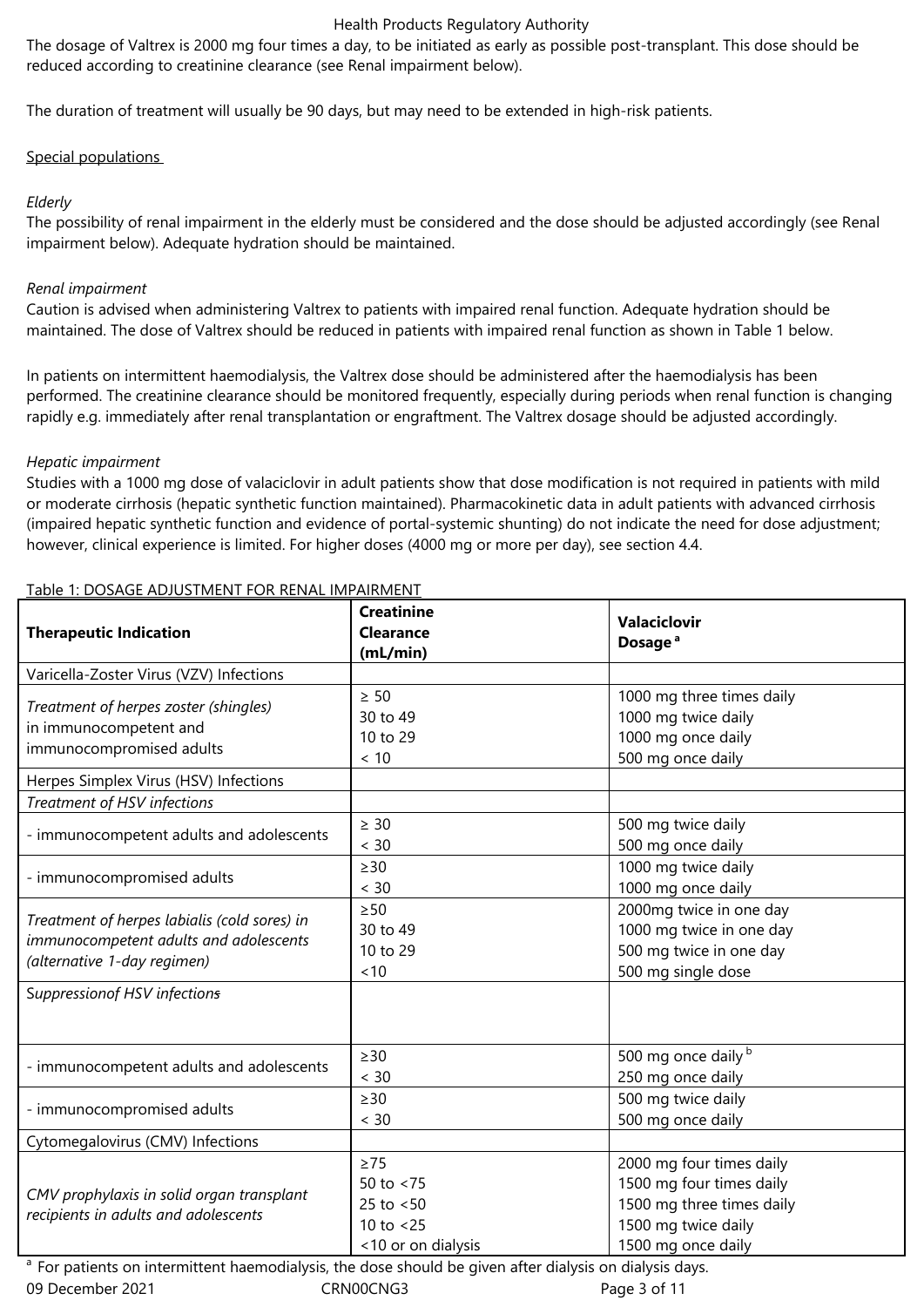The dosage of Valtrex is 2000 mg four times a day, to be initiated as early as possible post-transplant. This dose should be reduced according to creatinine clearance (see Renal impairment below).

The duration of treatment will usually be 90 days, but may need to be extended in high-risk patients.

Special populations

*Elderly*
The possibility of renal impairment in the elderly must be considered and the dose should be adjusted accordingly (see Renal impairment below). Adequate hydration should be maintained.

*Renal impairment*
Caution is advised when administering Valtrex to patients with impaired renal function. Adequate hydration should be maintained. The dose of Valtrex should be reduced in patients with impaired renal function as shown in Table 1 below.

In patients on intermittent haemodialysis, the Valtrex dose should be administered after the haemodialysis has been performed. The creatinine clearance should be monitored frequently, especially during periods when renal function is changing rapidly e.g. immediately after renal transplantation or engraftment. The Valtrex dosage should be adjusted accordingly.

*Hepatic impairment*
Studies with a 1000 mg dose of valaciclovir in adult patients show that dose modification is not required in patients with mild or moderate cirrhosis (hepatic synthetic function maintained). Pharmacokinetic data in adult patients with advanced cirrhosis (impaired hepatic synthetic function and evidence of portal-systemic shunting) do not indicate the need for dose adjustment; however, clinical experience is limited. For higher doses (4000 mg or more per day), see section 4.4.

Table 1: DOSAGE ADJUSTMENT FOR RENAL IMPAIRMENT

| **Therapeutic Indication** | **Creatinine Clearance (mL/min)** | **Valaciclovir Dosage** [a] |
|---|---|---|
| Varicella-Zoster Virus (VZV) Infections | | |
| *Treatment of herpes zoster (shingles)* in immunocompetent and immunocompromised adults | ≥ 50<br>30 to 49<br>10 to 29<br>< 10 | 1000 mg three times daily<br>1000 mg twice daily<br>1000 mg once daily<br>500 mg once daily |
| Herpes Simplex Virus (HSV) Infections | | |
| *Treatment of HSV infections* | | |
| - immunocompetent adults and adolescents | ≥ 30<br>< 30 | 500 mg twice daily<br>500 mg once daily |
| - immunocompromised adults | ≥30<br>< 30 | 1000 mg twice daily<br>1000 mg once daily |
| *Treatment of herpes labialis (cold sores) in immunocompetent adults and adolescents (alternative 1-day regimen)* | ≥50<br>30 to 49<br>10 to 29<br><10 | 2000mg twice in one day<br>1000 mg twice in one day<br>500 mg twice in one day<br>500 mg single dose |
| *Suppressionof HSV infections* | | |
| - immunocompetent adults and adolescents | ≥30<br>< 30 | 500 mg once daily [b]<br>250 mg once daily |
| - immunocompromised adults | ≥30<br>< 30 | 500 mg twice daily<br>500 mg once daily |
| Cytomegalovirus (CMV) Infections | | |
| *CMV prophylaxis in solid organ transplant recipients in adults and adolescents* | ≥75<br>50 to <75<br>25 to <50<br>10 to <25<br><10 or on dialysis | 2000 mg four times daily<br>1500 mg four times daily<br>1500 mg three times daily<br>1500 mg twice daily<br>1500 mg once daily |

[a] For patients on intermittent haemodialysis, the dose should be given after dialysis on dialysis days.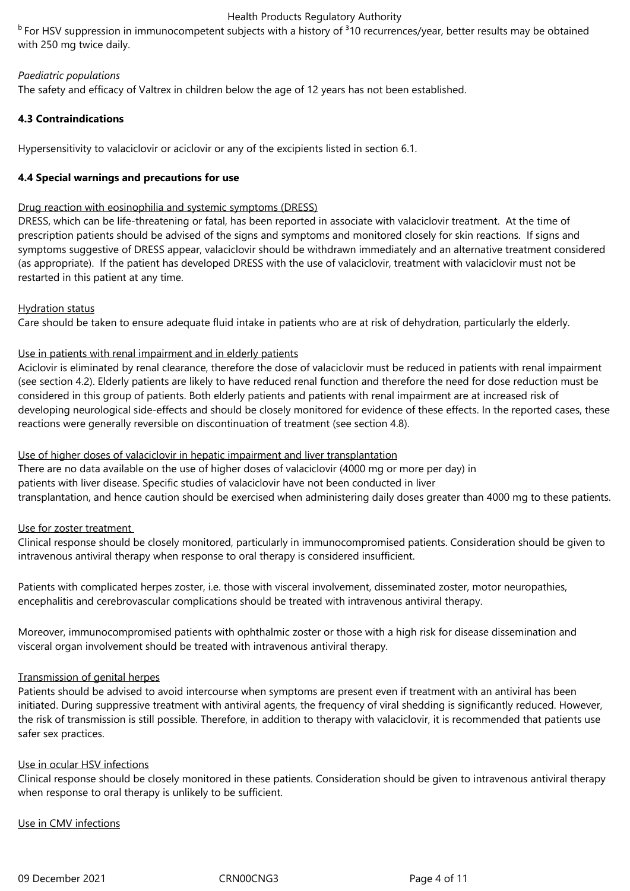[b] For HSV suppression in immunocompetent subjects with a history of ³10 recurrences/year, better results may be obtained with 250 mg twice daily.

*Paediatric populations*

The safety and efficacy of Valtrex in children below the age of 12 years has not been established.

**4.3 Contraindications**

Hypersensitivity to valaciclovir or aciclovir or any of the excipients listed in section 6.1.

**4.4 Special warnings and precautions for use**

Drug reaction with eosinophilia and systemic symptoms (DRESS)

DRESS, which can be life-threatening or fatal, has been reported in associate with valaciclovir treatment. At the time of prescription patients should be advised of the signs and symptoms and monitored closely for skin reactions. If signs and symptoms suggestive of DRESS appear, valaciclovir should be withdrawn immediately and an alternative treatment considered (as appropriate). If the patient has developed DRESS with the use of valaciclovir, treatment with valaciclovir must not be restarted in this patient at any time.

Hydration status

Care should be taken to ensure adequate fluid intake in patients who are at risk of dehydration, particularly the elderly.

Use in patients with renal impairment and in elderly patients

Aciclovir is eliminated by renal clearance, therefore the dose of valaciclovir must be reduced in patients with renal impairment (see section 4.2). Elderly patients are likely to have reduced renal function and therefore the need for dose reduction must be considered in this group of patients. Both elderly patients and patients with renal impairment are at increased risk of developing neurological side-effects and should be closely monitored for evidence of these effects. In the reported cases, these reactions were generally reversible on discontinuation of treatment (see section 4.8).

Use of higher doses of valaciclovir in hepatic impairment and liver transplantation

There are no data available on the use of higher doses of valaciclovir (4000 mg or more per day) in patients with liver disease. Specific studies of valaciclovir have not been conducted in liver transplantation, and hence caution should be exercised when administering daily doses greater than 4000 mg to these patients.

Use for zoster treatment

Clinical response should be closely monitored, particularly in immunocompromised patients. Consideration should be given to intravenous antiviral therapy when response to oral therapy is considered insufficient.

Patients with complicated herpes zoster, i.e. those with visceral involvement, disseminated zoster, motor neuropathies, encephalitis and cerebrovascular complications should be treated with intravenous antiviral therapy.

Moreover, immunocompromised patients with ophthalmic zoster or those with a high risk for disease dissemination and visceral organ involvement should be treated with intravenous antiviral therapy.

Transmission of genital herpes

Patients should be advised to avoid intercourse when symptoms are present even if treatment with an antiviral has been initiated. During suppressive treatment with antiviral agents, the frequency of viral shedding is significantly reduced. However, the risk of transmission is still possible. Therefore, in addition to therapy with valaciclovir, it is recommended that patients use safer sex practices.

Use in ocular HSV infections

Clinical response should be closely monitored in these patients. Consideration should be given to intravenous antiviral therapy when response to oral therapy is unlikely to be sufficient.

Use in CMV infections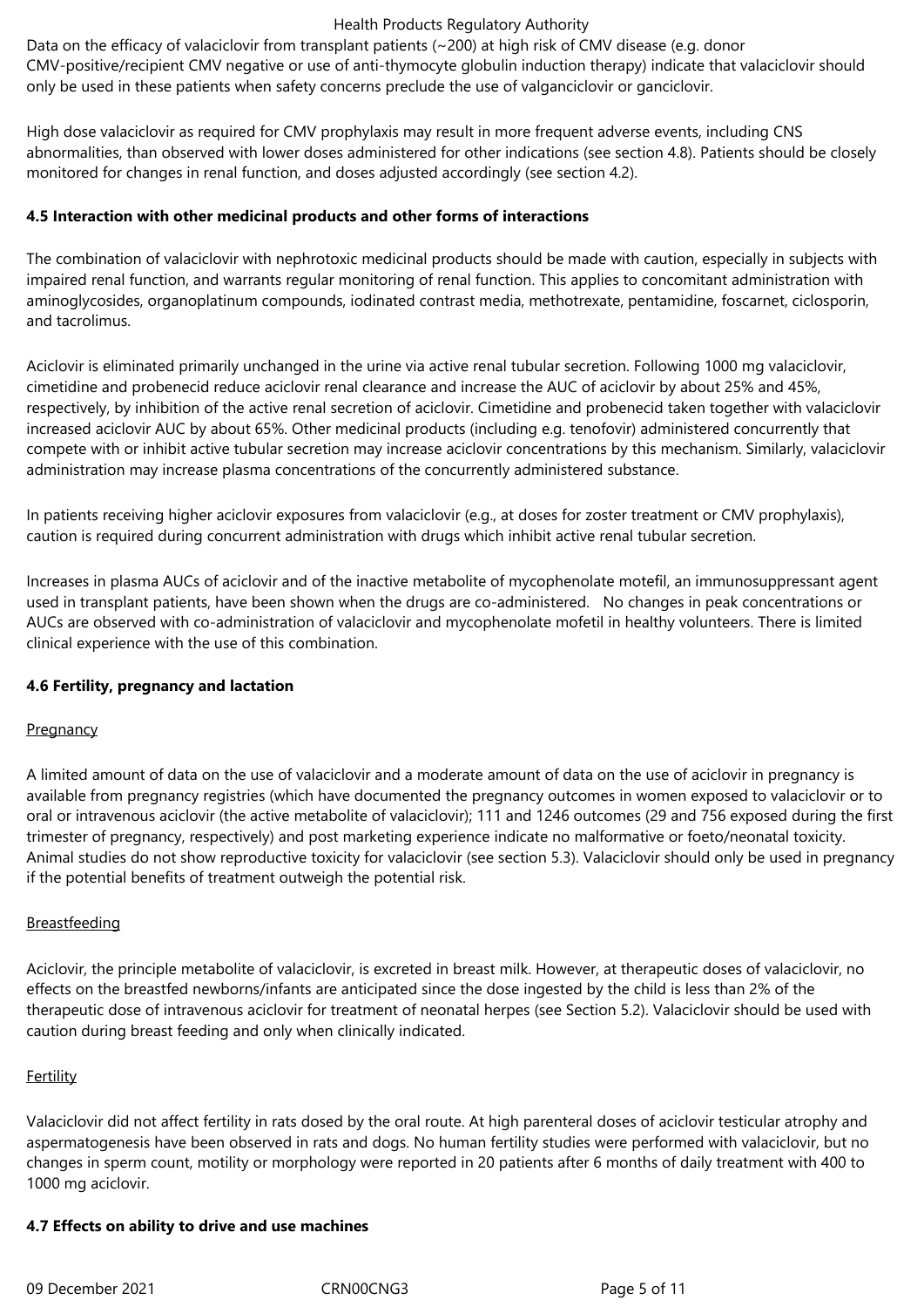Data on the efficacy of valaciclovir from transplant patients (~200) at high risk of CMV disease (e.g. donor CMV-positive/recipient CMV negative or use of anti-thymocyte globulin induction therapy) indicate that valaciclovir should only be used in these patients when safety concerns preclude the use of valganciclovir or ganciclovir.

High dose valaciclovir as required for CMV prophylaxis may result in more frequent adverse events, including CNS abnormalities, than observed with lower doses administered for other indications (see section 4.8). Patients should be closely monitored for changes in renal function, and doses adjusted accordingly (see section 4.2).

**4.5 Interaction with other medicinal products and other forms of interactions**

The combination of valaciclovir with nephrotoxic medicinal products should be made with caution, especially in subjects with impaired renal function, and warrants regular monitoring of renal function. This applies to concomitant administration with aminoglycosides, organoplatinum compounds, iodinated contrast media, methotrexate, pentamidine, foscarnet, ciclosporin, and tacrolimus.

Aciclovir is eliminated primarily unchanged in the urine via active renal tubular secretion. Following 1000 mg valaciclovir, cimetidine and probenecid reduce aciclovir renal clearance and increase the AUC of aciclovir by about 25% and 45%, respectively, by inhibition of the active renal secretion of aciclovir. Cimetidine and probenecid taken together with valaciclovir increased aciclovir AUC by about 65%. Other medicinal products (including e.g. tenofovir) administered concurrently that compete with or inhibit active tubular secretion may increase aciclovir concentrations by this mechanism. Similarly, valaciclovir administration may increase plasma concentrations of the concurrently administered substance.

In patients receiving higher aciclovir exposures from valaciclovir (e.g., at doses for zoster treatment or CMV prophylaxis), caution is required during concurrent administration with drugs which inhibit active renal tubular secretion.

Increases in plasma AUCs of aciclovir and of the inactive metabolite of mycophenolate motefil, an immunosuppressant agent used in transplant patients, have been shown when the drugs are co-administered. No changes in peak concentrations or AUCs are observed with co-administration of valaciclovir and mycophenolate mofetil in healthy volunteers. There is limited clinical experience with the use of this combination.

**4.6 Fertility, pregnancy and lactation**

Pregnancy

A limited amount of data on the use of valaciclovir and a moderate amount of data on the use of aciclovir in pregnancy is available from pregnancy registries (which have documented the pregnancy outcomes in women exposed to valaciclovir or to oral or intravenous aciclovir (the active metabolite of valaciclovir); 111 and 1246 outcomes (29 and 756 exposed during the first trimester of pregnancy, respectively) and post marketing experience indicate no malformative or foeto/neonatal toxicity. Animal studies do not show reproductive toxicity for valaciclovir (see section 5.3). Valaciclovir should only be used in pregnancy if the potential benefits of treatment outweigh the potential risk.

Breastfeeding

Aciclovir, the principle metabolite of valaciclovir, is excreted in breast milk. However, at therapeutic doses of valaciclovir, no effects on the breastfed newborns/infants are anticipated since the dose ingested by the child is less than 2% of the therapeutic dose of intravenous aciclovir for treatment of neonatal herpes (see Section 5.2). Valaciclovir should be used with caution during breast feeding and only when clinically indicated.

Fertility

Valaciclovir did not affect fertility in rats dosed by the oral route. At high parenteral doses of aciclovir testicular atrophy and aspermatogenesis have been observed in rats and dogs. No human fertility studies were performed with valaciclovir, but no changes in sperm count, motility or morphology were reported in 20 patients after 6 months of daily treatment with 400 to 1000 mg aciclovir.

**4.7 Effects on ability to drive and use machines**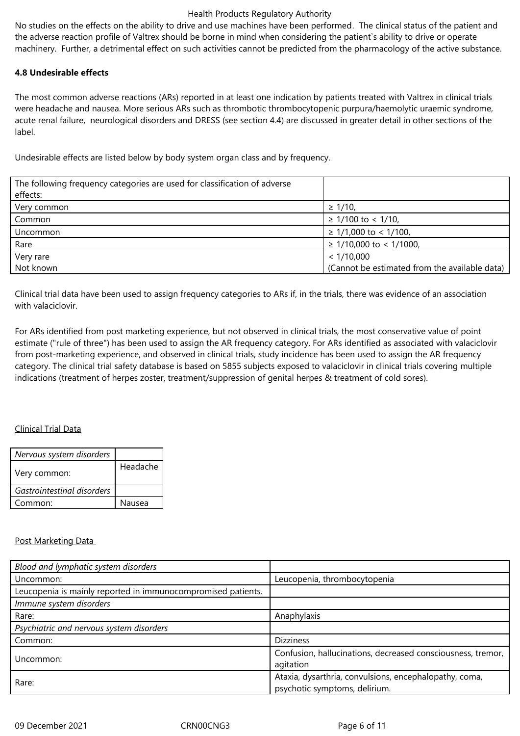No studies on the effects on the ability to drive and use machines have been performed. The clinical status of the patient and the adverse reaction profile of Valtrex should be borne in mind when considering the patient`s ability to drive or operate machinery. Further, a detrimental effect on such activities cannot be predicted from the pharmacology of the active substance.

**4.8 Undesirable effects**

The most common adverse reactions (ARs) reported in at least one indication by patients treated with Valtrex in clinical trials were headache and nausea. More serious ARs such as thrombotic thrombocytopenic purpura/haemolytic uraemic syndrome, acute renal failure, neurological disorders and DRESS (see section 4.4) are discussed in greater detail in other sections of the label.

Undesirable effects are listed below by body system organ class and by frequency.

| The following frequency categories are used for classification of adverse effects: | |
|---|---|
| Very common | ≥ 1/10, |
| Common | ≥ 1/100 to < 1/10, |
| Uncommon | ≥ 1/1,000 to < 1/100, |
| Rare | ≥ 1/10,000 to < 1/1000, |
| Very rare<br>Not known | < 1/10,000<br>(Cannot be estimated from the available data) |

Clinical trial data have been used to assign frequency categories to ARs if, in the trials, there was evidence of an association with valaciclovir.

For ARs identified from post marketing experience, but not observed in clinical trials, the most conservative value of point estimate ("rule of three") has been used to assign the AR frequency category. For ARs identified as associated with valaciclovir from post-marketing experience, and observed in clinical trials, study incidence has been used to assign the AR frequency category. The clinical trial safety database is based on 5855 subjects exposed to valaciclovir in clinical trials covering multiple indications (treatment of herpes zoster, treatment/suppression of genital herpes & treatment of cold sores).

Clinical Trial Data

| *Nervous system disorders* | |
|---|---|
| Very common: | Headache |
| *Gastrointestinal disorders* | |
| Common: | Nausea |

Post Marketing Data

| *Blood and lymphatic system disorders* | |
|---|---|
| Uncommon: | Leucopenia, thrombocytopenia |
| Leucopenia is mainly reported in immunocompromised patients. | |
| *Immune system disorders* | |
| Rare: | Anaphylaxis |
| *Psychiatric and nervous system disorders* | |
| Common: | Dizziness |
| Uncommon: | Confusion, hallucinations, decreased consciousness, tremor, agitation |
| Rare: | Ataxia, dysarthria, convulsions, encephalopathy, coma, psychotic symptoms, delirium. |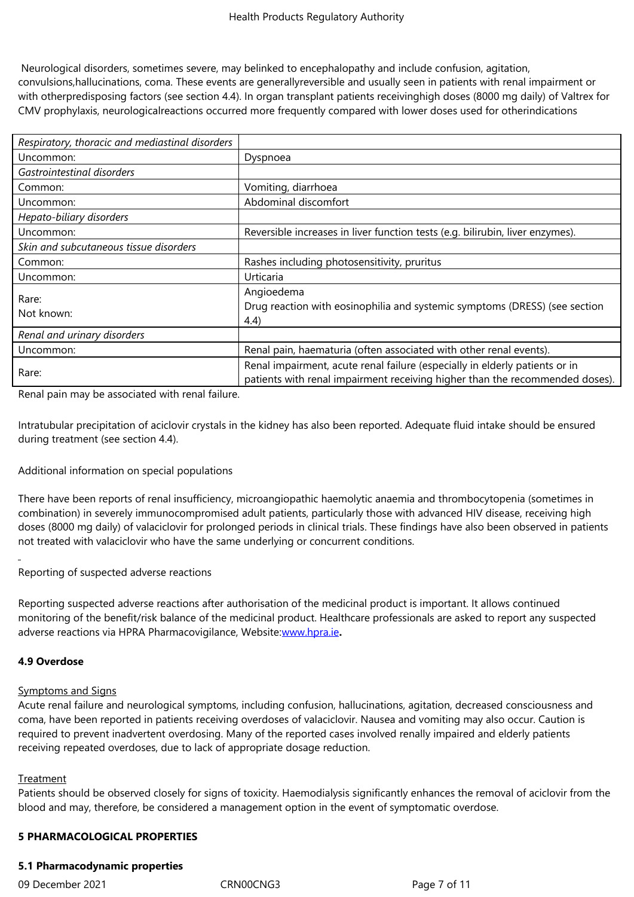Neurological disorders, sometimes severe, may belinked to encephalopathy and include confusion, agitation, convulsions,hallucinations, coma. These events are generallyreversible and usually seen in patients with renal impairment or with otherpredisposing factors (see section 4.4). In organ transplant patients receivinghigh doses (8000 mg daily) of Valtrex for CMV prophylaxis, neurologicalreactions occurred more frequently compared with lower doses used for otherindications

| *Respiratory, thoracic and mediastinal disorders* | |
|---|---|
| Uncommon: | Dyspnoea |
| *Gastrointestinal disorders* | |
| Common: | Vomiting, diarrhoea |
| Uncommon: | Abdominal discomfort |
| *Hepato-biliary disorders* | |
| Uncommon: | Reversible increases in liver function tests (e.g. bilirubin, liver enzymes). |
| *Skin and subcutaneous tissue disorders* | |
| Common: | Rashes including photosensitivity, pruritus |
| Uncommon: | Urticaria |
| Rare:<br>Not known: | Angioedema<br>Drug reaction with eosinophilia and systemic symptoms (DRESS) (see section 4.4) |
| *Renal and urinary disorders* | |
| Uncommon: | Renal pain, haematuria (often associated with other renal events). |
| Rare: | Renal impairment, acute renal failure (especially in elderly patients or in patients with renal impairment receiving higher than the recommended doses). |

Renal pain may be associated with renal failure.

Intratubular precipitation of aciclovir crystals in the kidney has also been reported. Adequate fluid intake should be ensured during treatment (see section 4.4).

Additional information on special populations

There have been reports of renal insufficiency, microangiopathic haemolytic anaemia and thrombocytopenia (sometimes in combination) in severely immunocompromised adult patients, particularly those with advanced HIV disease, receiving high doses (8000 mg daily) of valaciclovir for prolonged periods in clinical trials. These findings have also been observed in patients not treated with valaciclovir who have the same underlying or concurrent conditions.

Reporting of suspected adverse reactions

Reporting suspected adverse reactions after authorisation of the medicinal product is important. It allows continued monitoring of the benefit/risk balance of the medicinal product. Healthcare professionals are asked to report any suspected adverse reactions via HPRA Pharmacovigilance, Website:www.hpra.ie**.**

### 4.9 Overdose

Symptoms and Signs

Acute renal failure and neurological symptoms, including confusion, hallucinations, agitation, decreased consciousness and coma, have been reported in patients receiving overdoses of valaciclovir. Nausea and vomiting may also occur. Caution is required to prevent inadvertent overdosing. Many of the reported cases involved renally impaired and elderly patients receiving repeated overdoses, due to lack of appropriate dosage reduction.

Treatment

Patients should be observed closely for signs of toxicity. Haemodialysis significantly enhances the removal of aciclovir from the blood and may, therefore, be considered a management option in the event of symptomatic overdose.

## 5 PHARMACOLOGICAL PROPERTIES

### 5.1 Pharmacodynamic properties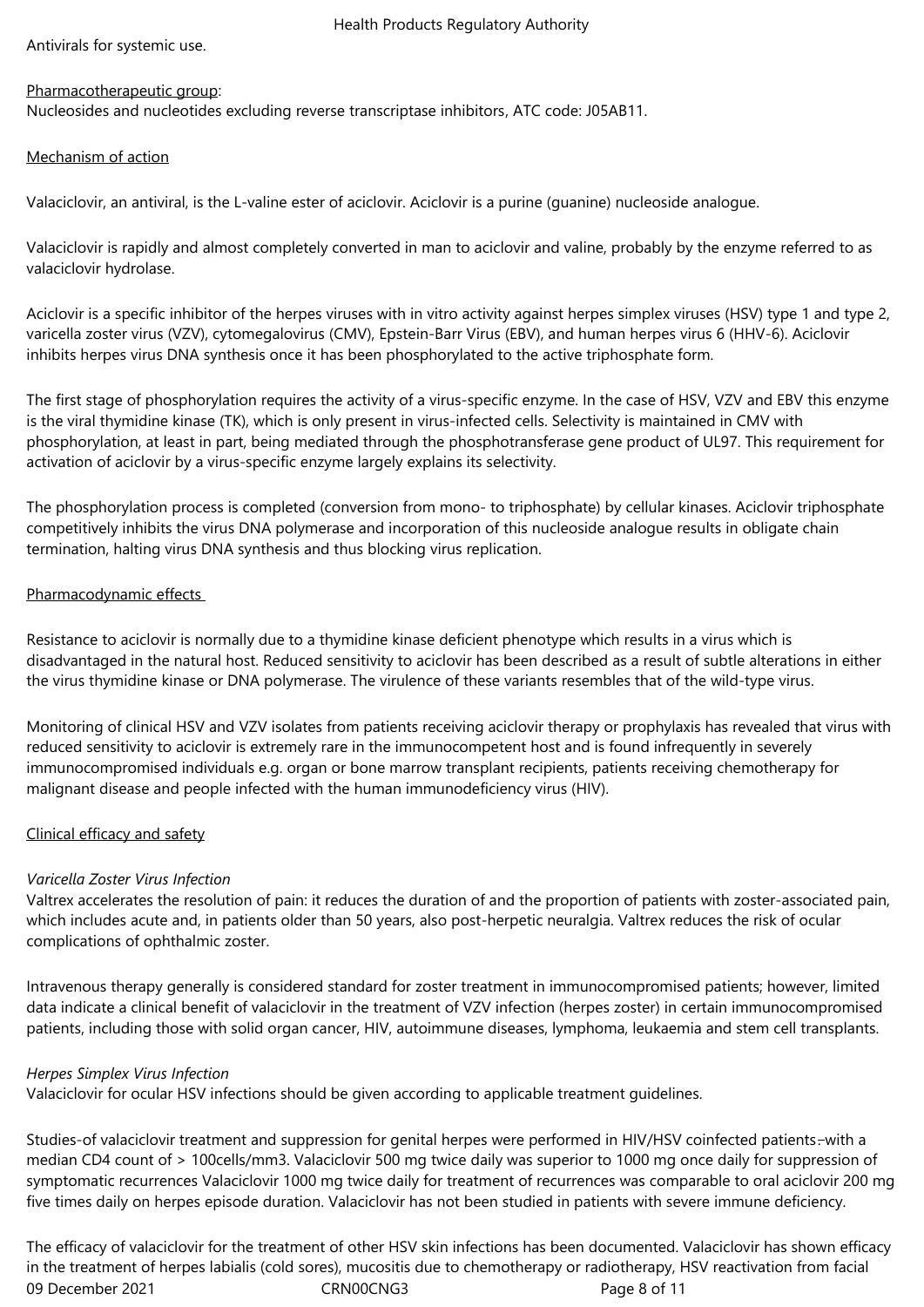Antivirals for systemic use.

Pharmacotherapeutic group:
Nucleosides and nucleotides excluding reverse transcriptase inhibitors, ATC code: J05AB11.

Mechanism of action

Valaciclovir, an antiviral, is the L-valine ester of aciclovir. Aciclovir is a purine (guanine) nucleoside analogue.

Valaciclovir is rapidly and almost completely converted in man to aciclovir and valine, probably by the enzyme referred to as valaciclovir hydrolase.

Aciclovir is a specific inhibitor of the herpes viruses with in vitro activity against herpes simplex viruses (HSV) type 1 and type 2, varicella zoster virus (VZV), cytomegalovirus (CMV), Epstein-Barr Virus (EBV), and human herpes virus 6 (HHV-6). Aciclovir inhibits herpes virus DNA synthesis once it has been phosphorylated to the active triphosphate form.

The first stage of phosphorylation requires the activity of a virus-specific enzyme. In the case of HSV, VZV and EBV this enzyme is the viral thymidine kinase (TK), which is only present in virus-infected cells. Selectivity is maintained in CMV with phosphorylation, at least in part, being mediated through the phosphotransferase gene product of UL97. This requirement for activation of aciclovir by a virus-specific enzyme largely explains its selectivity.

The phosphorylation process is completed (conversion from mono- to triphosphate) by cellular kinases. Aciclovir triphosphate competitively inhibits the virus DNA polymerase and incorporation of this nucleoside analogue results in obligate chain termination, halting virus DNA synthesis and thus blocking virus replication.

Pharmacodynamic effects

Resistance to aciclovir is normally due to a thymidine kinase deficient phenotype which results in a virus which is disadvantaged in the natural host. Reduced sensitivity to aciclovir has been described as a result of subtle alterations in either the virus thymidine kinase or DNA polymerase. The virulence of these variants resembles that of the wild-type virus.

Monitoring of clinical HSV and VZV isolates from patients receiving aciclovir therapy or prophylaxis has revealed that virus with reduced sensitivity to aciclovir is extremely rare in the immunocompetent host and is found infrequently in severely immunocompromised individuals e.g. organ or bone marrow transplant recipients, patients receiving chemotherapy for malignant disease and people infected with the human immunodeficiency virus (HIV).

Clinical efficacy and safety

*Varicella Zoster Virus Infection*
Valtrex accelerates the resolution of pain: it reduces the duration of and the proportion of patients with zoster-associated pain, which includes acute and, in patients older than 50 years, also post-herpetic neuralgia. Valtrex reduces the risk of ocular complications of ophthalmic zoster.

Intravenous therapy generally is considered standard for zoster treatment in immunocompromised patients; however, limited data indicate a clinical benefit of valaciclovir in the treatment of VZV infection (herpes zoster) in certain immunocompromised patients, including those with solid organ cancer, HIV, autoimmune diseases, lymphoma, leukaemia and stem cell transplants.

*Herpes Simplex Virus Infection*
Valaciclovir for ocular HSV infections should be given according to applicable treatment guidelines.

Studies of valaciclovir treatment and suppression for genital herpes were performed in HIV/HSV coinfected patients with a median CD4 count of > 100cells/mm3. Valaciclovir 500 mg twice daily was superior to 1000 mg once daily for suppression of symptomatic recurrences Valaciclovir 1000 mg twice daily for treatment of recurrences was comparable to oral aciclovir 200 mg five times daily on herpes episode duration. Valaciclovir has not been studied in patients with severe immune deficiency.

The efficacy of valaciclovir for the treatment of other HSV skin infections has been documented. Valaciclovir has shown efficacy in the treatment of herpes labialis (cold sores), mucositis due to chemotherapy or radiotherapy, HSV reactivation from facial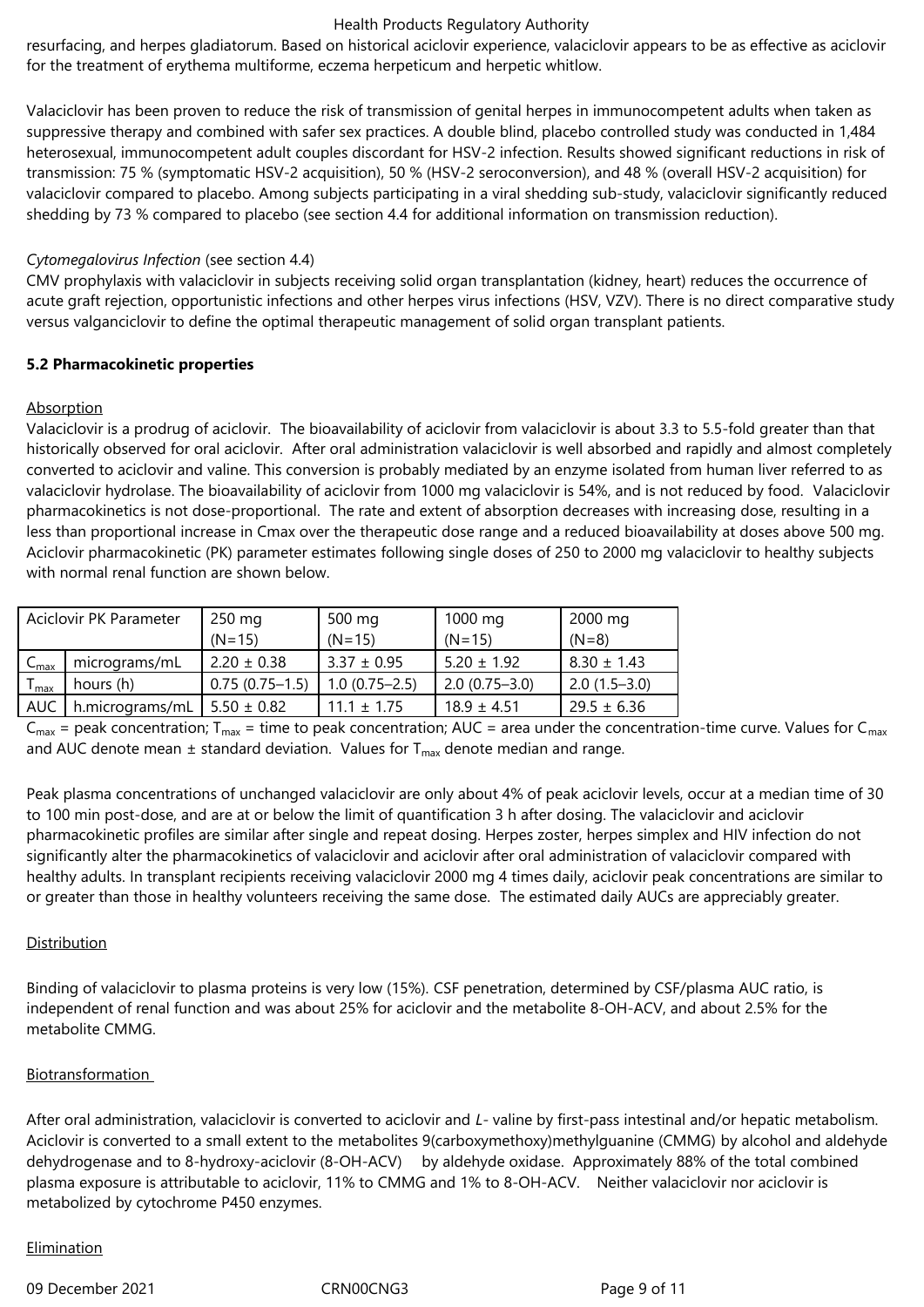resurfacing, and herpes gladiatorum. Based on historical aciclovir experience, valaciclovir appears to be as effective as aciclovir for the treatment of erythema multiforme, eczema herpeticum and herpetic whitlow.

Valaciclovir has been proven to reduce the risk of transmission of genital herpes in immunocompetent adults when taken as suppressive therapy and combined with safer sex practices. A double blind, placebo controlled study was conducted in 1,484 heterosexual, immunocompetent adult couples discordant for HSV-2 infection. Results showed significant reductions in risk of transmission: 75 % (symptomatic HSV-2 acquisition), 50 % (HSV-2 seroconversion), and 48 % (overall HSV-2 acquisition) for valaciclovir compared to placebo. Among subjects participating in a viral shedding sub-study, valaciclovir significantly reduced shedding by 73 % compared to placebo (see section 4.4 for additional information on transmission reduction).

*Cytomegalovirus Infection* (see section 4.4)
CMV prophylaxis with valaciclovir in subjects receiving solid organ transplantation (kidney, heart) reduces the occurrence of acute graft rejection, opportunistic infections and other herpes virus infections (HSV, VZV). There is no direct comparative study versus valganciclovir to define the optimal therapeutic management of solid organ transplant patients.

**5.2 Pharmacokinetic properties**

Absorption
Valaciclovir is a prodrug of aciclovir. The bioavailability of aciclovir from valaciclovir is about 3.3 to 5.5-fold greater than that historically observed for oral aciclovir. After oral administration valaciclovir is well absorbed and rapidly and almost completely converted to aciclovir and valine. This conversion is probably mediated by an enzyme isolated from human liver referred to as valaciclovir hydrolase. The bioavailability of aciclovir from 1000 mg valaciclovir is 54%, and is not reduced by food. Valaciclovir pharmacokinetics is not dose-proportional. The rate and extent of absorption decreases with increasing dose, resulting in a less than proportional increase in Cmax over the therapeutic dose range and a reduced bioavailability at doses above 500 mg. Aciclovir pharmacokinetic (PK) parameter estimates following single doses of 250 to 2000 mg valaciclovir to healthy subjects with normal renal function are shown below.

| Aciclovir PK Parameter | | 250 mg (N=15) | 500 mg (N=15) | 1000 mg (N=15) | 2000 mg (N=8) |
|---|---|---|---|---|---|
| $C_{max}$ | micrograms/mL | 2.20 ± 0.38 | 3.37 ± 0.95 | 5.20 ± 1.92 | 8.30 ± 1.43 |
| $T_{max}$ | hours (h) | 0.75 (0.75–1.5) | 1.0 (0.75–2.5) | 2.0 (0.75–3.0) | 2.0 (1.5–3.0) |
| AUC | h.micrograms/mL | 5.50 ± 0.82 | 11.1 ± 1.75 | 18.9 ± 4.51 | 29.5 ± 6.36 |

$C_{max}$ = peak concentration; $T_{max}$ = time to peak concentration; AUC = area under the concentration-time curve. Values for $C_{max}$ and AUC denote mean ± standard deviation. Values for $T_{max}$ denote median and range.

Peak plasma concentrations of unchanged valaciclovir are only about 4% of peak aciclovir levels, occur at a median time of 30 to 100 min post-dose, and are at or below the limit of quantification 3 h after dosing. The valaciclovir and aciclovir pharmacokinetic profiles are similar after single and repeat dosing. Herpes zoster, herpes simplex and HIV infection do not significantly alter the pharmacokinetics of valaciclovir and aciclovir after oral administration of valaciclovir compared with healthy adults. In transplant recipients receiving valaciclovir 2000 mg 4 times daily, aciclovir peak concentrations are similar to or greater than those in healthy volunteers receiving the same dose. The estimated daily AUCs are appreciably greater.

Distribution

Binding of valaciclovir to plasma proteins is very low (15%). CSF penetration, determined by CSF/plasma AUC ratio, is independent of renal function and was about 25% for aciclovir and the metabolite 8-OH-ACV, and about 2.5% for the metabolite CMMG.

Biotransformation

After oral administration, valaciclovir is converted to aciclovir and *L*- valine by first-pass intestinal and/or hepatic metabolism. Aciclovir is converted to a small extent to the metabolites 9(carboxymethoxy)methylguanine (CMMG) by alcohol and aldehyde dehydrogenase and to 8-hydroxy-aciclovir (8-OH-ACV) by aldehyde oxidase. Approximately 88% of the total combined plasma exposure is attributable to aciclovir, 11% to CMMG and 1% to 8-OH-ACV. Neither valaciclovir nor aciclovir is metabolized by cytochrome P450 enzymes.

Elimination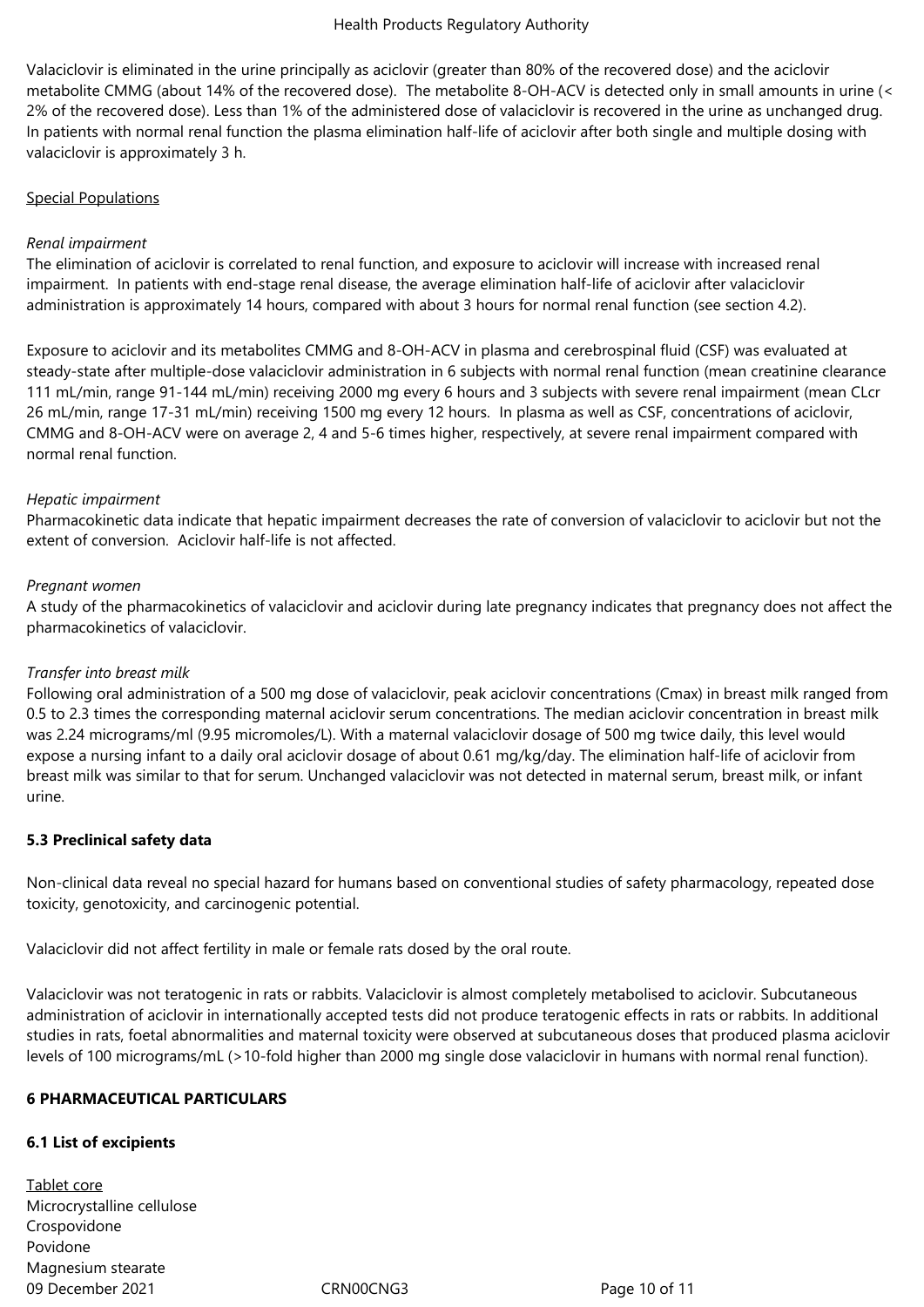Valaciclovir is eliminated in the urine principally as aciclovir (greater than 80% of the recovered dose) and the aciclovir metabolite CMMG (about 14% of the recovered dose). The metabolite 8-OH-ACV is detected only in small amounts in urine (< 2% of the recovered dose). Less than 1% of the administered dose of valaciclovir is recovered in the urine as unchanged drug. In patients with normal renal function the plasma elimination half-life of aciclovir after both single and multiple dosing with valaciclovir is approximately 3 h.

Special Populations

*Renal impairment*

The elimination of aciclovir is correlated to renal function, and exposure to aciclovir will increase with increased renal impairment. In patients with end-stage renal disease, the average elimination half-life of aciclovir after valaciclovir administration is approximately 14 hours, compared with about 3 hours for normal renal function (see section 4.2).

Exposure to aciclovir and its metabolites CMMG and 8-OH-ACV in plasma and cerebrospinal fluid (CSF) was evaluated at steady-state after multiple-dose valaciclovir administration in 6 subjects with normal renal function (mean creatinine clearance 111 mL/min, range 91-144 mL/min) receiving 2000 mg every 6 hours and 3 subjects with severe renal impairment (mean CLcr 26 mL/min, range 17-31 mL/min) receiving 1500 mg every 12 hours. In plasma as well as CSF, concentrations of aciclovir, CMMG and 8-OH-ACV were on average 2, 4 and 5-6 times higher, respectively, at severe renal impairment compared with normal renal function.

*Hepatic impairment*

Pharmacokinetic data indicate that hepatic impairment decreases the rate of conversion of valaciclovir to aciclovir but not the extent of conversion. Aciclovir half-life is not affected.

*Pregnant women*

A study of the pharmacokinetics of valaciclovir and aciclovir during late pregnancy indicates that pregnancy does not affect the pharmacokinetics of valaciclovir.

*Transfer into breast milk*

Following oral administration of a 500 mg dose of valaciclovir, peak aciclovir concentrations (Cmax) in breast milk ranged from 0.5 to 2.3 times the corresponding maternal aciclovir serum concentrations. The median aciclovir concentration in breast milk was 2.24 micrograms/ml (9.95 micromoles/L). With a maternal valaciclovir dosage of 500 mg twice daily, this level would expose a nursing infant to a daily oral aciclovir dosage of about 0.61 mg/kg/day. The elimination half-life of aciclovir from breast milk was similar to that for serum. Unchanged valaciclovir was not detected in maternal serum, breast milk, or infant urine.

### 5.3 Preclinical safety data

Non-clinical data reveal no special hazard for humans based on conventional studies of safety pharmacology, repeated dose toxicity, genotoxicity, and carcinogenic potential.

Valaciclovir did not affect fertility in male or female rats dosed by the oral route.

Valaciclovir was not teratogenic in rats or rabbits. Valaciclovir is almost completely metabolised to aciclovir. Subcutaneous administration of aciclovir in internationally accepted tests did not produce teratogenic effects in rats or rabbits. In additional studies in rats, foetal abnormalities and maternal toxicity were observed at subcutaneous doses that produced plasma aciclovir levels of 100 micrograms/mL (>10-fold higher than 2000 mg single dose valaciclovir in humans with normal renal function).

## 6 PHARMACEUTICAL PARTICULARS

### 6.1 List of excipients

Tablet core

Microcrystalline cellulose
Crospovidone
Povidone
Magnesium stearate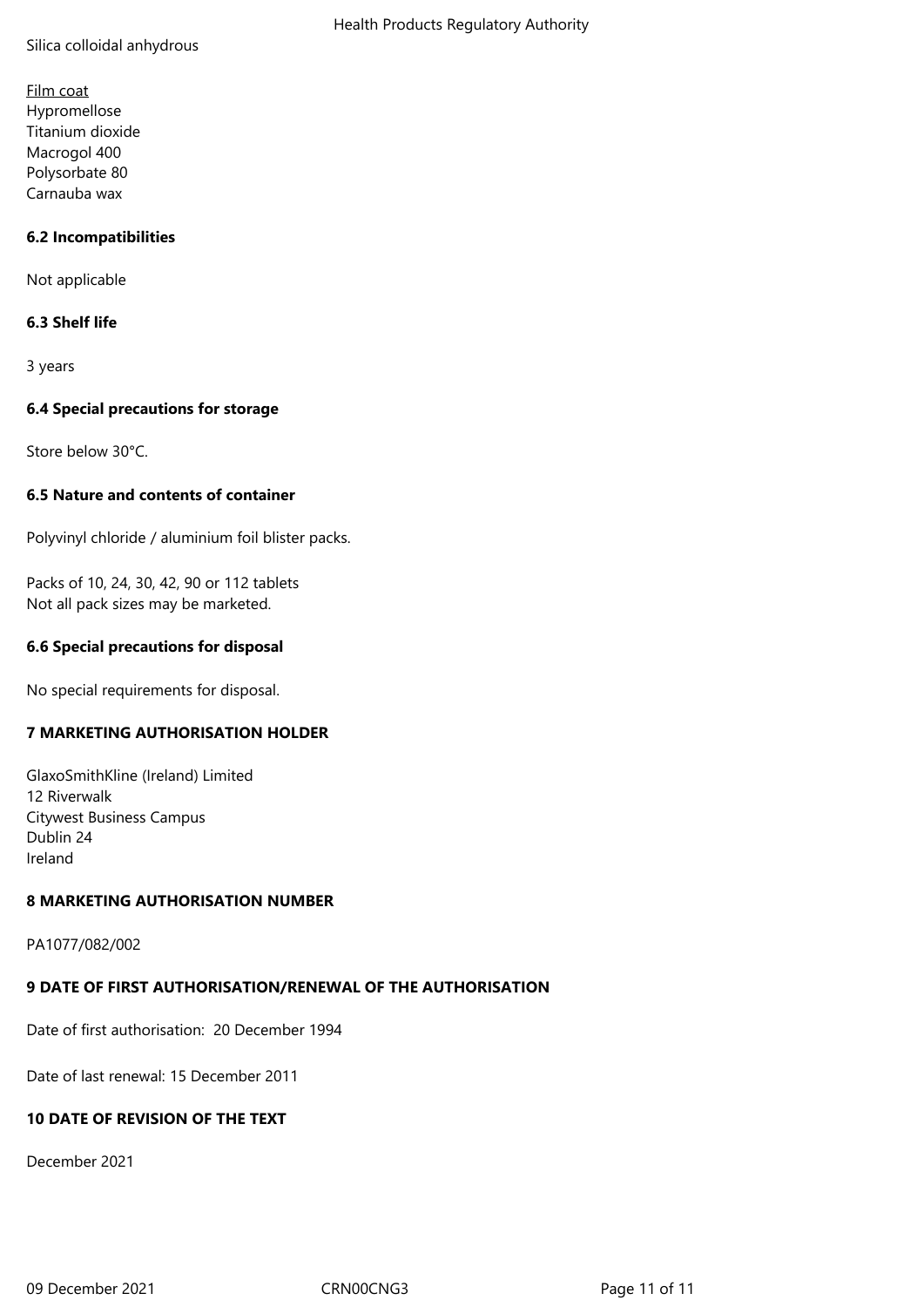Silica colloidal anhydrous

Film coat
Hypromellose
Titanium dioxide
Macrogol 400
Polysorbate 80
Carnauba wax

### 6.2 Incompatibilities

Not applicable

### 6.3 Shelf life

3 years

### 6.4 Special precautions for storage

Store below 30°C.

### 6.5 Nature and contents of container

Polyvinyl chloride / aluminium foil blister packs.

Packs of 10, 24, 30, 42, 90 or 112 tablets
Not all pack sizes may be marketed.

### 6.6 Special precautions for disposal

No special requirements for disposal.

## 7 MARKETING AUTHORISATION HOLDER

GlaxoSmithKline (Ireland) Limited
12 Riverwalk
Citywest Business Campus
Dublin 24
Ireland

## 8 MARKETING AUTHORISATION NUMBER

PA1077/082/002

## 9 DATE OF FIRST AUTHORISATION/RENEWAL OF THE AUTHORISATION

Date of first authorisation: 20 December 1994

Date of last renewal: 15 December 2011

## 10 DATE OF REVISION OF THE TEXT

December 2021